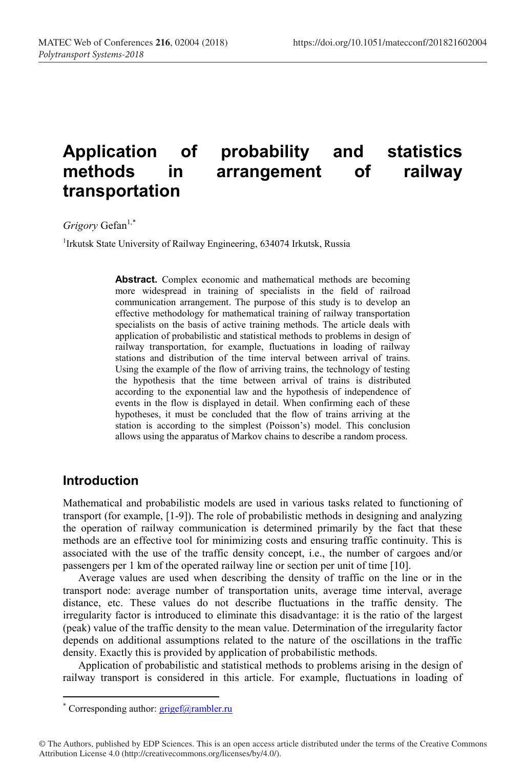# Application of probability and statistics methods in arrangement of railway transportation

*Grigory* Gefan[1,*]

[1]Irkutsk State University of Railway Engineering, 634074 Irkutsk, Russia

**Abstract.** Complex economic and mathematical methods are becoming more widespread in training of specialists in the field of railroad communication arrangement. The purpose of this study is to develop an effective methodology for mathematical training of railway transportation specialists on the basis of active training methods. The article deals with application of probabilistic and statistical methods to problems in design of railway transportation, for example, fluctuations in loading of railway stations and distribution of the time interval between arrival of trains. Using the example of the flow of arriving trains, the technology of testing the hypothesis that the time between arrival of trains is distributed according to the exponential law and the hypothesis of independence of events in the flow is displayed in detail. When confirming each of these hypotheses, it must be concluded that the flow of trains arriving at the station is according to the simplest (Poisson's) model. This conclusion allows using the apparatus of Markov chains to describe a random process.

## Introduction

Mathematical and probabilistic models are used in various tasks related to functioning of transport (for example, [1-9]). The role of probabilistic methods in designing and analyzing the operation of railway communication is determined primarily by the fact that these methods are an effective tool for minimizing costs and ensuring traffic continuity. This is associated with the use of the traffic density concept, i.e., the number of cargoes and/or passengers per 1 km of the operated railway line or section per unit of time [10].

Average values are used when describing the density of traffic on the line or in the transport node: average number of transportation units, average time interval, average distance, etc. These values do not describe fluctuations in the traffic density. The irregularity factor is introduced to eliminate this disadvantage: it is the ratio of the largest (peak) value of the traffic density to the mean value. Determination of the irregularity factor depends on additional assumptions related to the nature of the oscillations in the traffic density. Exactly this is provided by application of probabilistic methods.

Application of probabilistic and statistical methods to problems arising in the design of railway transport is considered in this article. For example, fluctuations in loading of

---

[*] Corresponding author: grigef@rambler.ru

© The Authors, published by EDP Sciences. This is an open access article distributed under the terms of the Creative Commons Attribution License 4.0 (http://creativecommons.org/licenses/by/4.0/).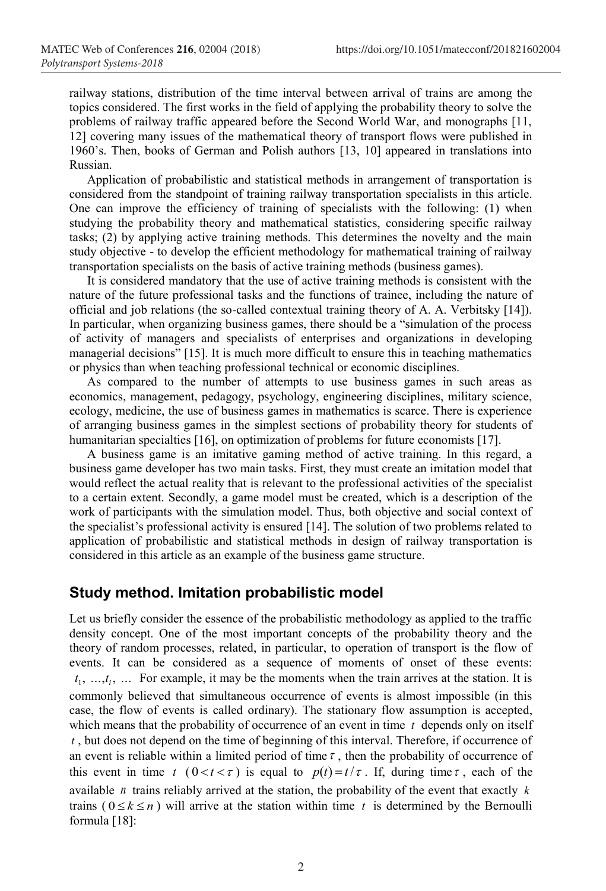railway stations, distribution of the time interval between arrival of trains are among the topics considered. The first works in the field of applying the probability theory to solve the problems of railway traffic appeared before the Second World War, and monographs [11, 12] covering many issues of the mathematical theory of transport flows were published in 1960's. Then, books of German and Polish authors [13, 10] appeared in translations into Russian.

Application of probabilistic and statistical methods in arrangement of transportation is considered from the standpoint of training railway transportation specialists in this article. One can improve the efficiency of training of specialists with the following: (1) when studying the probability theory and mathematical statistics, considering specific railway tasks; (2) by applying active training methods. This determines the novelty and the main study objective - to develop the efficient methodology for mathematical training of railway transportation specialists on the basis of active training methods (business games).

It is considered mandatory that the use of active training methods is consistent with the nature of the future professional tasks and the functions of trainee, including the nature of official and job relations (the so-called contextual training theory of A. A. Verbitsky [14]). In particular, when organizing business games, there should be a "simulation of the process of activity of managers and specialists of enterprises and organizations in developing managerial decisions" [15]. It is much more difficult to ensure this in teaching mathematics or physics than when teaching professional technical or economic disciplines.

As compared to the number of attempts to use business games in such areas as economics, management, pedagogy, psychology, engineering disciplines, military science, ecology, medicine, the use of business games in mathematics is scarce. There is experience of arranging business games in the simplest sections of probability theory for students of humanitarian specialties [16], on optimization of problems for future economists [17].

A business game is an imitative gaming method of active training. In this regard, a business game developer has two main tasks. First, they must create an imitation model that would reflect the actual reality that is relevant to the professional activities of the specialist to a certain extent. Secondly, a game model must be created, which is a description of the work of participants with the simulation model. Thus, both objective and social context of the specialist's professional activity is ensured [14]. The solution of two problems related to application of probabilistic and statistical methods in design of railway transportation is considered in this article as an example of the business game structure.

## Study method. Imitation probabilistic model

Let us briefly consider the essence of the probabilistic methodology as applied to the traffic density concept. One of the most important concepts of the probability theory and the theory of random processes, related, in particular, to operation of transport is the flow of events. It can be considered as a sequence of moments of onset of these events: $t_1, \ldots, t_i, \ldots$ For example, it may be the moments when the train arrives at the station. It is commonly believed that simultaneous occurrence of events is almost impossible (in this case, the flow of events is called ordinary). The stationary flow assumption is accepted, which means that the probability of occurrence of an event in time $t$ depends only on itself $t$, but does not depend on the time of beginning of this interval. Therefore, if occurrence of an event is reliable within a limited period of time $\tau$, then the probability of occurrence of this event in time $t$ ($0 < t < \tau$) is equal to $p(t) = t/\tau$. If, during time $\tau$, each of the available $n$ trains reliably arrived at the station, the probability of the event that exactly $k$ trains ($0 \le k \le n$) will arrive at the station within time $t$ is determined by the Bernoulli formula [18]: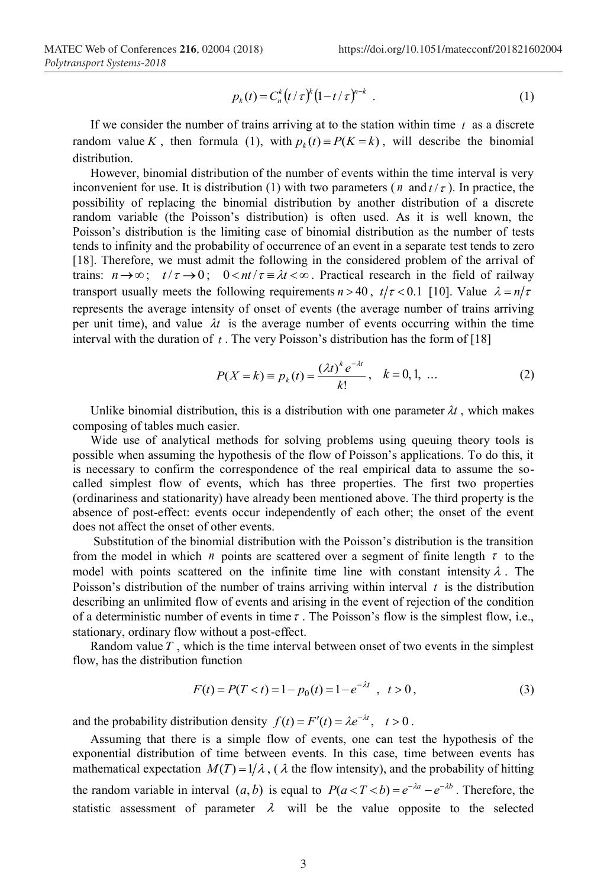$$p_k(t) = C_n^k \left(t/\tau\right)^k \left(1 - t/\tau\right)^{n-k} \quad . \tag{1}$$

If we consider the number of trains arriving at to the station within time $t$ as a discrete random value $K$, then formula (1), with $p_k(t) \equiv P(K = k)$, will describe the binomial distribution.

However, binomial distribution of the number of events within the time interval is very inconvenient for use. It is distribution (1) with two parameters ($n$ and $t/\tau$). In practice, the possibility of replacing the binomial distribution by another distribution of a discrete random variable (the Poisson's distribution) is often used. As it is well known, the Poisson's distribution is the limiting case of binomial distribution as the number of tests tends to infinity and the probability of occurrence of an event in a separate test tends to zero [18]. Therefore, we must admit the following in the considered problem of the arrival of trains: $n \to \infty$; $t/\tau \to 0$; $0 < nt/\tau \equiv \lambda t < \infty$. Practical research in the field of railway transport usually meets the following requirements $n > 40$, $t/\tau < 0.1$ [10]. Value $\lambda = n/\tau$ represents the average intensity of onset of events (the average number of trains arriving per unit time), and value $\lambda t$ is the average number of events occurring within the time interval with the duration of $t$. The very Poisson's distribution has the form of [18]

$$P(X = k) \equiv p_k(t) = \frac{(\lambda t)^k e^{-\lambda t}}{k!}, \quad k = 0, 1, \ \ldots \tag{2}$$

Unlike binomial distribution, this is a distribution with one parameter $\lambda t$, which makes composing of tables much easier.

Wide use of analytical methods for solving problems using queuing theory tools is possible when assuming the hypothesis of the flow of Poisson's applications. To do this, it is necessary to confirm the correspondence of the real empirical data to assume the so-called simplest flow of events, which has three properties. The first two properties (ordinariness and stationarity) have already been mentioned above. The third property is the absence of post-effect: events occur independently of each other; the onset of the event does not affect the onset of other events.

Substitution of the binomial distribution with the Poisson's distribution is the transition from the model in which $n$ points are scattered over a segment of finite length $\tau$ to the model with points scattered on the infinite time line with constant intensity $\lambda$. The Poisson's distribution of the number of trains arriving within interval $t$ is the distribution describing an unlimited flow of events and arising in the event of rejection of the condition of a deterministic number of events in time $\tau$. The Poisson's flow is the simplest flow, i.e., stationary, ordinary flow without a post-effect.

Random value $T$, which is the time interval between onset of two events in the simplest flow, has the distribution function

$$F(t) = P(T < t) = 1 - p_0(t) = 1 - e^{-\lambda t} \ , \ t > 0 \, , \tag{3}$$

and the probability distribution density $f(t) = F'(t) = \lambda e^{-\lambda t}, \quad t > 0$.

Assuming that there is a simple flow of events, one can test the hypothesis of the exponential distribution of time between events. In this case, time between events has mathematical expectation $M(T) = 1/\lambda$, ($\lambda$ the flow intensity), and the probability of hitting the random variable in interval $(a, b)$ is equal to $P(a < T < b) = e^{-\lambda a} - e^{-\lambda b}$. Therefore, the statistic assessment of parameter $\lambda$ will be the value opposite to the selected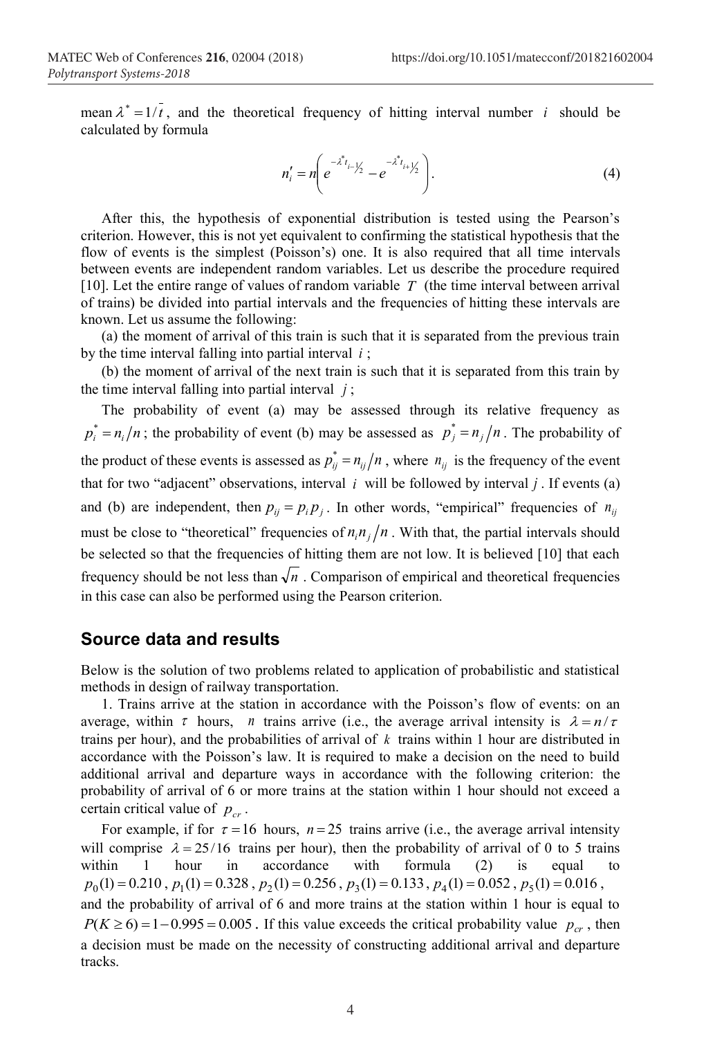mean $\lambda^* = 1/\bar{t}$, and the theoretical frequency of hitting interval number $i$ should be calculated by formula

$$n_i' = n\left(e^{-\lambda^* t_{i-1/2}} - e^{-\lambda^* t_{i+1/2}}\right). \tag{4}$$

After this, the hypothesis of exponential distribution is tested using the Pearson's criterion. However, this is not yet equivalent to confirming the statistical hypothesis that the flow of events is the simplest (Poisson's) one. It is also required that all time intervals between events are independent random variables. Let us describe the procedure required [10]. Let the entire range of values of random variable $T$ (the time interval between arrival of trains) be divided into partial intervals and the frequencies of hitting these intervals are known. Let us assume the following:

(a) the moment of arrival of this train is such that it is separated from the previous train by the time interval falling into partial interval $i$;

(b) the moment of arrival of the next train is such that it is separated from this train by the time interval falling into partial interval $j$;

The probability of event (a) may be assessed through its relative frequency as $p_i^* = n_i/n$; the probability of event (b) may be assessed as $p_j^* = n_j/n$. The probability of the product of these events is assessed as $p_{ij}^* = n_{ij}/n$, where $n_{ij}$ is the frequency of the event that for two "adjacent" observations, interval $i$ will be followed by interval $j$. If events (a) and (b) are independent, then $p_{ij} = p_i p_j$. In other words, "empirical" frequencies of $n_{ij}$ must be close to "theoretical" frequencies of $n_i n_j/n$. With that, the partial intervals should be selected so that the frequencies of hitting them are not low. It is believed [10] that each frequency should be not less than $\sqrt{n}$. Comparison of empirical and theoretical frequencies in this case can also be performed using the Pearson criterion.

## Source data and results

Below is the solution of two problems related to application of probabilistic and statistical methods in design of railway transportation.

1. Trains arrive at the station in accordance with the Poisson's flow of events: on an average, within $\tau$ hours, $n$ trains arrive (i.e., the average arrival intensity is $\lambda = n/\tau$ trains per hour), and the probabilities of arrival of $k$ trains within 1 hour are distributed in accordance with the Poisson's law. It is required to make a decision on the need to build additional arrival and departure ways in accordance with the following criterion: the probability of arrival of 6 or more trains at the station within 1 hour should not exceed a certain critical value of $p_{cr}$.

For example, if for $\tau = 16$ hours, $n = 25$ trains arrive (i.e., the average arrival intensity will comprise $\lambda = 25/16$ trains per hour), then the probability of arrival of 0 to 5 trains within 1 hour in accordance with formula (2) is equal to $p_0(1) = 0.210$, $p_1(1) = 0.328$, $p_2(1) = 0.256$, $p_3(1) = 0.133$, $p_4(1) = 0.052$, $p_5(1) = 0.016$, and the probability of arrival of 6 and more trains at the station within 1 hour is equal to $P(K \geq 6) = 1 - 0.995 = 0.005$. If this value exceeds the critical probability value $p_{cr}$, then a decision must be made on the necessity of constructing additional arrival and departure tracks.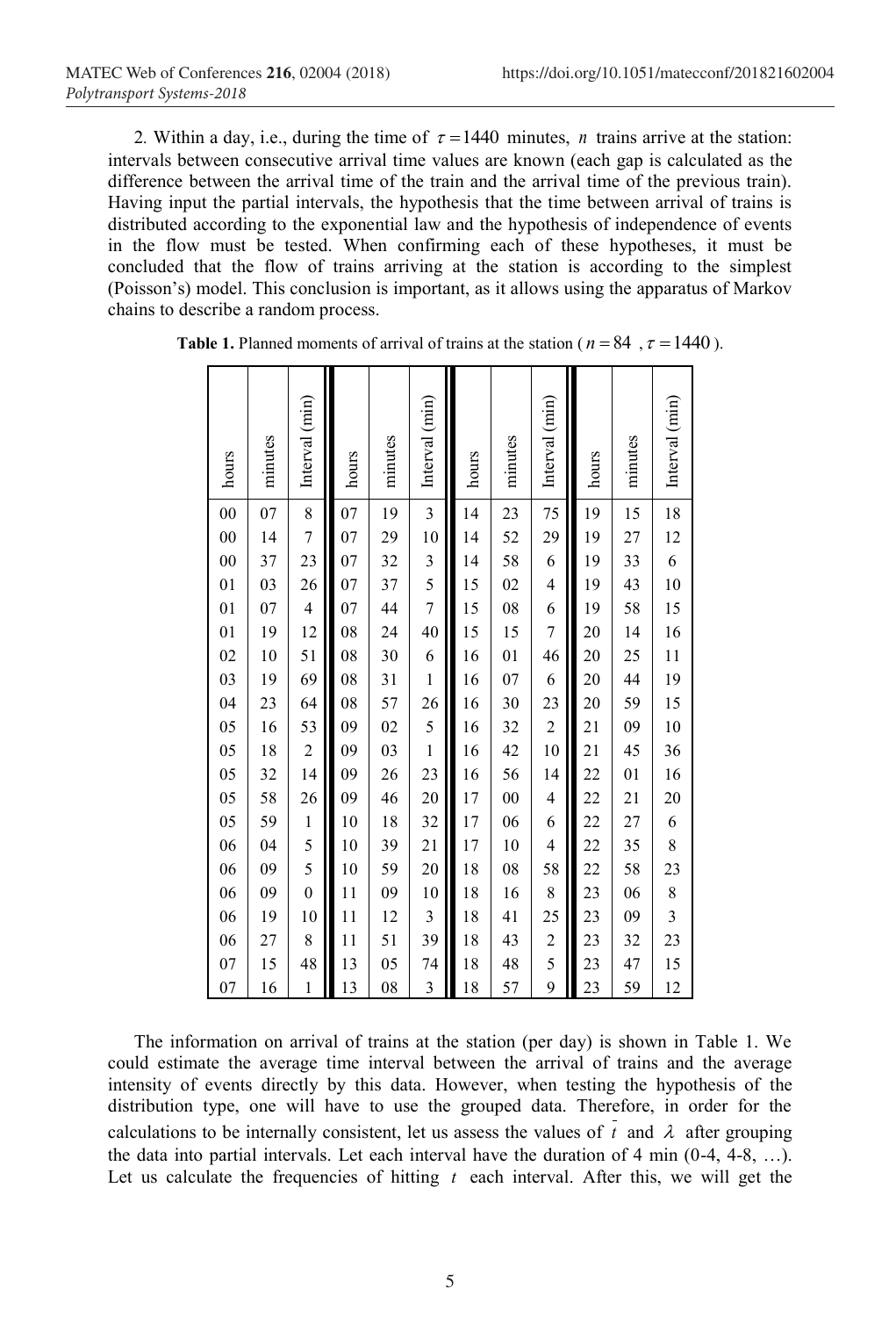2. Within a day, i.e., during the time of $\tau = 1440$ minutes, $n$ trains arrive at the station: intervals between consecutive arrival time values are known (each gap is calculated as the difference between the arrival time of the train and the arrival time of the previous train). Having input the partial intervals, the hypothesis that the time between arrival of trains is distributed according to the exponential law and the hypothesis of independence of events in the flow must be tested. When confirming each of these hypotheses, it must be concluded that the flow of trains arriving at the station is according to the simplest (Poisson's) model. This conclusion is important, as it allows using the apparatus of Markov chains to describe a random process.

**Table 1.** Planned moments of arrival of trains at the station ($n = 84$, $\tau = 1440$).

| hours | minutes | Interval (min) | hours | minutes | Interval (min) | hours | minutes | Interval (min) | hours | minutes | Interval (min) |
|---|---|---|---|---|---|---|---|---|---|---|---|
| 00 | 07 | 8 | 07 | 19 | 3 | 14 | 23 | 75 | 19 | 15 | 18 |
| 00 | 14 | 7 | 07 | 29 | 10 | 14 | 52 | 29 | 19 | 27 | 12 |
| 00 | 37 | 23 | 07 | 32 | 3 | 14 | 58 | 6 | 19 | 33 | 6 |
| 01 | 03 | 26 | 07 | 37 | 5 | 15 | 02 | 4 | 19 | 43 | 10 |
| 01 | 07 | 4 | 07 | 44 | 7 | 15 | 08 | 6 | 19 | 58 | 15 |
| 01 | 19 | 12 | 08 | 24 | 40 | 15 | 15 | 7 | 20 | 14 | 16 |
| 02 | 10 | 51 | 08 | 30 | 6 | 16 | 01 | 46 | 20 | 25 | 11 |
| 03 | 19 | 69 | 08 | 31 | 1 | 16 | 07 | 6 | 20 | 44 | 19 |
| 04 | 23 | 64 | 08 | 57 | 26 | 16 | 30 | 23 | 20 | 59 | 15 |
| 05 | 16 | 53 | 09 | 02 | 5 | 16 | 32 | 2 | 21 | 09 | 10 |
| 05 | 18 | 2 | 09 | 03 | 1 | 16 | 42 | 10 | 21 | 45 | 36 |
| 05 | 32 | 14 | 09 | 26 | 23 | 16 | 56 | 14 | 22 | 01 | 16 |
| 05 | 58 | 26 | 09 | 46 | 20 | 17 | 00 | 4 | 22 | 21 | 20 |
| 05 | 59 | 1 | 10 | 18 | 32 | 17 | 06 | 6 | 22 | 27 | 6 |
| 06 | 04 | 5 | 10 | 39 | 21 | 17 | 10 | 4 | 22 | 35 | 8 |
| 06 | 09 | 5 | 10 | 59 | 20 | 18 | 08 | 58 | 22 | 58 | 23 |
| 06 | 09 | 0 | 11 | 09 | 10 | 18 | 16 | 8 | 23 | 06 | 8 |
| 06 | 19 | 10 | 11 | 12 | 3 | 18 | 41 | 25 | 23 | 09 | 3 |
| 06 | 27 | 8 | 11 | 51 | 39 | 18 | 43 | 2 | 23 | 32 | 23 |
| 07 | 15 | 48 | 13 | 05 | 74 | 18 | 48 | 5 | 23 | 47 | 15 |
| 07 | 16 | 1 | 13 | 08 | 3 | 18 | 57 | 9 | 23 | 59 | 12 |

The information on arrival of trains at the station (per day) is shown in Table 1. We could estimate the average time interval between the arrival of trains and the average intensity of events directly by this data. However, when testing the hypothesis of the distribution type, one will have to use the grouped data. Therefore, in order for the calculations to be internally consistent, let us assess the values of $\bar{t}$ and $\lambda$ after grouping the data into partial intervals. Let each interval have the duration of 4 min (0-4, 4-8, …). Let us calculate the frequencies of hitting $t$ each interval. After this, we will get the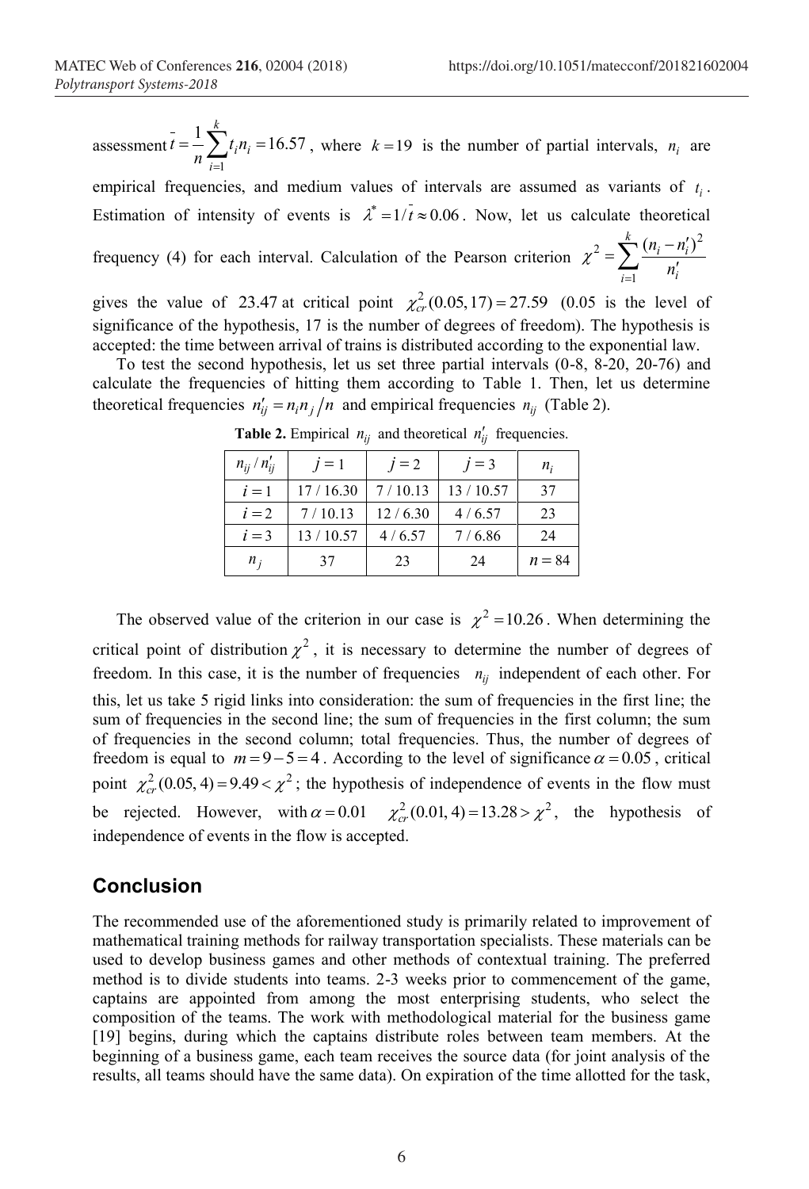assessment $\bar{t} = \frac{1}{n}\sum_{i=1}^{k} t_i n_i = 16.57$, where $k = 19$ is the number of partial intervals, $n_i$ are empirical frequencies, and medium values of intervals are assumed as variants of $t_i$. Estimation of intensity of events is $\lambda^* = 1/\bar{t} \approx 0.06$. Now, let us calculate theoretical frequency (4) for each interval. Calculation of the Pearson criterion $\chi^2 = \sum_{i=1}^{k} \frac{(n_i - n_i')^2}{n_i'}$ gives the value of 23.47 at critical point $\chi^2_{cr}(0.05, 17) = 27.59$ (0.05 is the level of significance of the hypothesis, 17 is the number of degrees of freedom). The hypothesis is accepted: the time between arrival of trains is distributed according to the exponential law.

To test the second hypothesis, let us set three partial intervals (0-8, 8-20, 20-76) and calculate the frequencies of hitting them according to Table 1. Then, let us determine theoretical frequencies $n_{ij}' = n_i n_j / n$ and empirical frequencies $n_{ij}$ (Table 2).

**Table 2.** Empirical $n_{ij}$ and theoretical $n_{ij}'$ frequencies.

| $n_{ij} / n_{ij}'$ | $j = 1$ | $j = 2$ | $j = 3$ | $n_i$ |
|---|---|---|---|---|
| $i = 1$ | 17 / 16.30 | 7 / 10.13 | 13 / 10.57 | 37 |
| $i = 2$ | 7 / 10.13 | 12 / 6.30 | 4 / 6.57 | 23 |
| $i = 3$ | 13 / 10.57 | 4 / 6.57 | 7 / 6.86 | 24 |
| $n_j$ | 37 | 23 | 24 | $n = 84$ |

The observed value of the criterion in our case is $\chi^2 = 10.26$. When determining the critical point of distribution $\chi^2$, it is necessary to determine the number of degrees of freedom. In this case, it is the number of frequencies $n_{ij}$ independent of each other. For this, let us take 5 rigid links into consideration: the sum of frequencies in the first line; the sum of frequencies in the second line; the sum of frequencies in the first column; the sum of frequencies in the second column; total frequencies. Thus, the number of degrees of freedom is equal to $m = 9 - 5 = 4$. According to the level of significance $\alpha = 0.05$, critical point $\chi^2_{cr}(0.05, 4) = 9.49 < \chi^2$; the hypothesis of independence of events in the flow must be rejected. However, with $\alpha = 0.01$ $\chi^2_{cr}(0.01, 4) = 13.28 > \chi^2$, the hypothesis of independence of events in the flow is accepted.

## Conclusion

The recommended use of the aforementioned study is primarily related to improvement of mathematical training methods for railway transportation specialists. These materials can be used to develop business games and other methods of contextual training. The preferred method is to divide students into teams. 2-3 weeks prior to commencement of the game, captains are appointed from among the most enterprising students, who select the composition of the teams. The work with methodological material for the business game [19] begins, during which the captains distribute roles between team members. At the beginning of a business game, each team receives the source data (for joint analysis of the results, all teams should have the same data). On expiration of the time allotted for the task,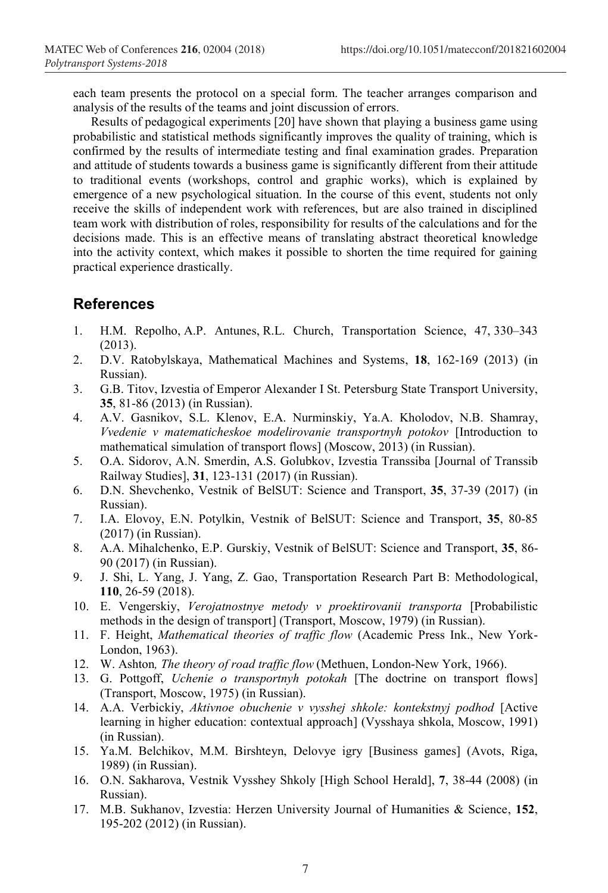each team presents the protocol on a special form. The teacher arranges comparison and analysis of the results of the teams and joint discussion of errors.

Results of pedagogical experiments [20] have shown that playing a business game using probabilistic and statistical methods significantly improves the quality of training, which is confirmed by the results of intermediate testing and final examination grades. Preparation and attitude of students towards a business game is significantly different from their attitude to traditional events (workshops, control and graphic works), which is explained by emergence of a new psychological situation. In the course of this event, students not only receive the skills of independent work with references, but are also trained in disciplined team work with distribution of roles, responsibility for results of the calculations and for the decisions made. This is an effective means of translating abstract theoretical knowledge into the activity context, which makes it possible to shorten the time required for gaining practical experience drastically.

## References

1. H.M. Repolho, A.P. Antunes, R.L. Church, Transportation Science, 47, 330–343 (2013).
2. D.V. Ratobylskaya, Mathematical Machines and Systems, **18**, 162-169 (2013) (in Russian).
3. G.B. Titov, Izvestia of Emperor Alexander I St. Petersburg State Transport University, **35**, 81-86 (2013) (in Russian).
4. A.V. Gasnikov, S.L. Klenov, E.A. Nurminskiy, Ya.A. Kholodov, N.B. Shamray, *Vvedenie v matematicheskoe modelirovanie transportnyh potokov* [Introduction to mathematical simulation of transport flows] (Moscow, 2013) (in Russian).
5. O.A. Sidorov, A.N. Smerdin, A.S. Golubkov, Izvestia Transsiba [Journal of Transsib Railway Studies], **31**, 123-131 (2017) (in Russian).
6. D.N. Shevchenko, Vestnik of BelSUT: Science and Transport, **35**, 37-39 (2017) (in Russian).
7. I.A. Elovoy, E.N. Potylkin, Vestnik of BelSUT: Science and Transport, **35**, 80-85 (2017) (in Russian).
8. A.A. Mihalchenko, E.P. Gurskiy, Vestnik of BelSUT: Science and Transport, **35**, 86-90 (2017) (in Russian).
9. J. Shi, L. Yang, J. Yang, Z. Gao, Transportation Research Part B: Methodological, **110**, 26-59 (2018).
10. E. Vengerskiy, *Verojatnostnye metody v proektirovanii transporta* [Probabilistic methods in the design of transport] (Transport, Moscow, 1979) (in Russian).
11. F. Height, *Mathematical theories of traffic flow* (Academic Press Ink., New York-London, 1963).
12. W. Ashton*, The theory of road traffic flow* (Methuen, London-New York, 1966).
13. G. Pottgoff, *Uchenie o transportnyh potokah* [The doctrine on transport flows] (Transport, Moscow, 1975) (in Russian).
14. A.A. Verbickiy, *Aktivnoe obuchenie v vysshej shkole: kontekstnyj podhod* [Active learning in higher education: contextual approach] (Vysshaya shkola, Moscow, 1991) (in Russian).
15. Ya.M. Belchikov, M.M. Birshteyn, Delovye igry [Business games] (Avots, Riga, 1989) (in Russian).
16. O.N. Sakharova, Vestnik Vysshey Shkoly [High School Herald], **7**, 38-44 (2008) (in Russian).
17. M.B. Sukhanov, Izvestia: Herzen University Journal of Humanities & Science, **152**, 195-202 (2012) (in Russian).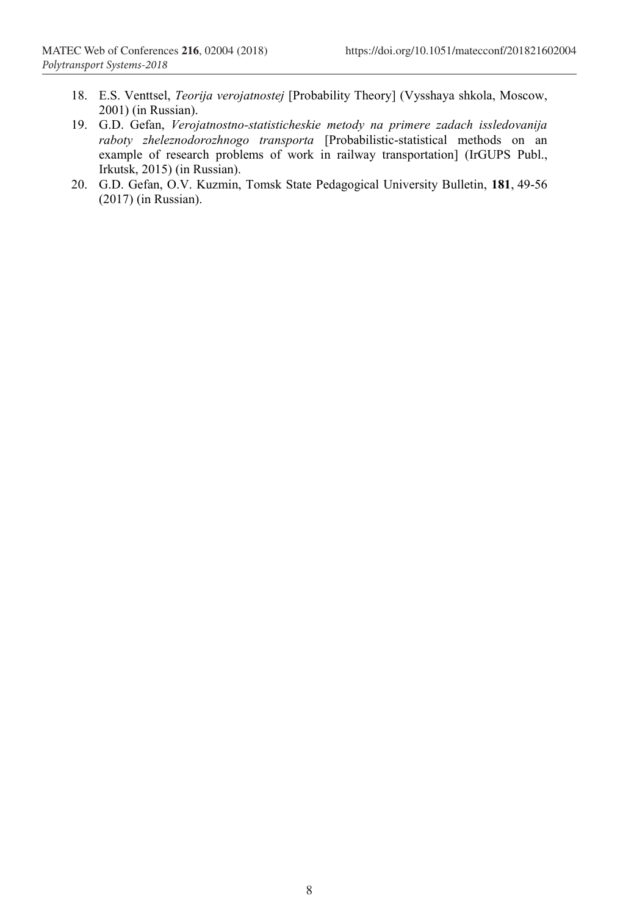18. E.S. Venttsel, *Teorija verojatnostej* [Probability Theory] (Vysshaya shkola, Moscow, 2001) (in Russian).
19. G.D. Gefan, *Verojatnostno-statisticheskie metody na primere zadach issledovanija raboty zheleznodorozhnogo transporta* [Probabilistic-statistical methods on an example of research problems of work in railway transportation] (IrGUPS Publ., Irkutsk, 2015) (in Russian).
20. G.D. Gefan, O.V. Kuzmin, Tomsk State Pedagogical University Bulletin, **181**, 49-56 (2017) (in Russian).